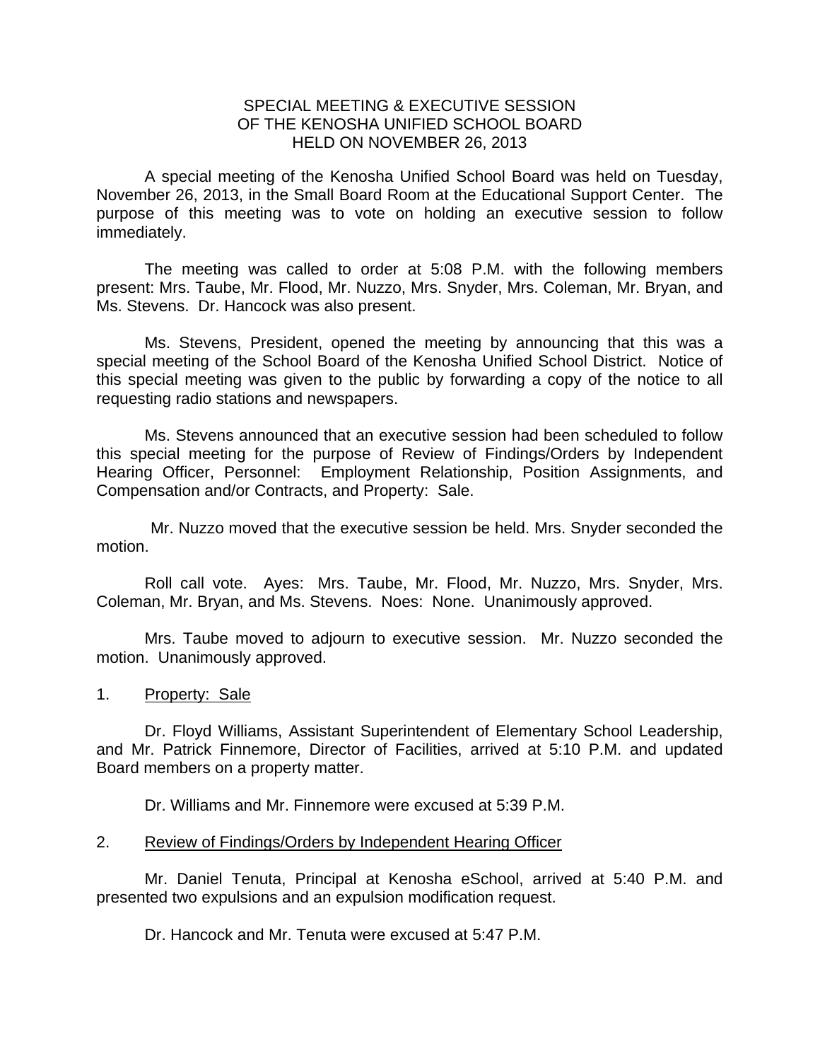# SPECIAL MEETING & EXECUTIVE SESSION
# OF THE KENOSHA UNIFIED SCHOOL BOARD
# HELD ON NOVEMBER 26, 2013

A special meeting of the Kenosha Unified School Board was held on Tuesday, November 26, 2013, in the Small Board Room at the Educational Support Center. The purpose of this meeting was to vote on holding an executive session to follow immediately.

The meeting was called to order at 5:08 P.M. with the following members present: Mrs. Taube, Mr. Flood, Mr. Nuzzo, Mrs. Snyder, Mrs. Coleman, Mr. Bryan, and Ms. Stevens. Dr. Hancock was also present.

Ms. Stevens, President, opened the meeting by announcing that this was a special meeting of the School Board of the Kenosha Unified School District. Notice of this special meeting was given to the public by forwarding a copy of the notice to all requesting radio stations and newspapers.

Ms. Stevens announced that an executive session had been scheduled to follow this special meeting for the purpose of Review of Findings/Orders by Independent Hearing Officer, Personnel: Employment Relationship, Position Assignments, and Compensation and/or Contracts, and Property: Sale.

Mr. Nuzzo moved that the executive session be held. Mrs. Snyder seconded the motion.

Roll call vote. Ayes: Mrs. Taube, Mr. Flood, Mr. Nuzzo, Mrs. Snyder, Mrs. Coleman, Mr. Bryan, and Ms. Stevens. Noes: None. Unanimously approved.

Mrs. Taube moved to adjourn to executive session. Mr. Nuzzo seconded the motion. Unanimously approved.

1. Property: Sale

Dr. Floyd Williams, Assistant Superintendent of Elementary School Leadership, and Mr. Patrick Finnemore, Director of Facilities, arrived at 5:10 P.M. and updated Board members on a property matter.

Dr. Williams and Mr. Finnemore were excused at 5:39 P.M.

2. Review of Findings/Orders by Independent Hearing Officer

Mr. Daniel Tenuta, Principal at Kenosha eSchool, arrived at 5:40 P.M. and presented two expulsions and an expulsion modification request.

Dr. Hancock and Mr. Tenuta were excused at 5:47 P.M.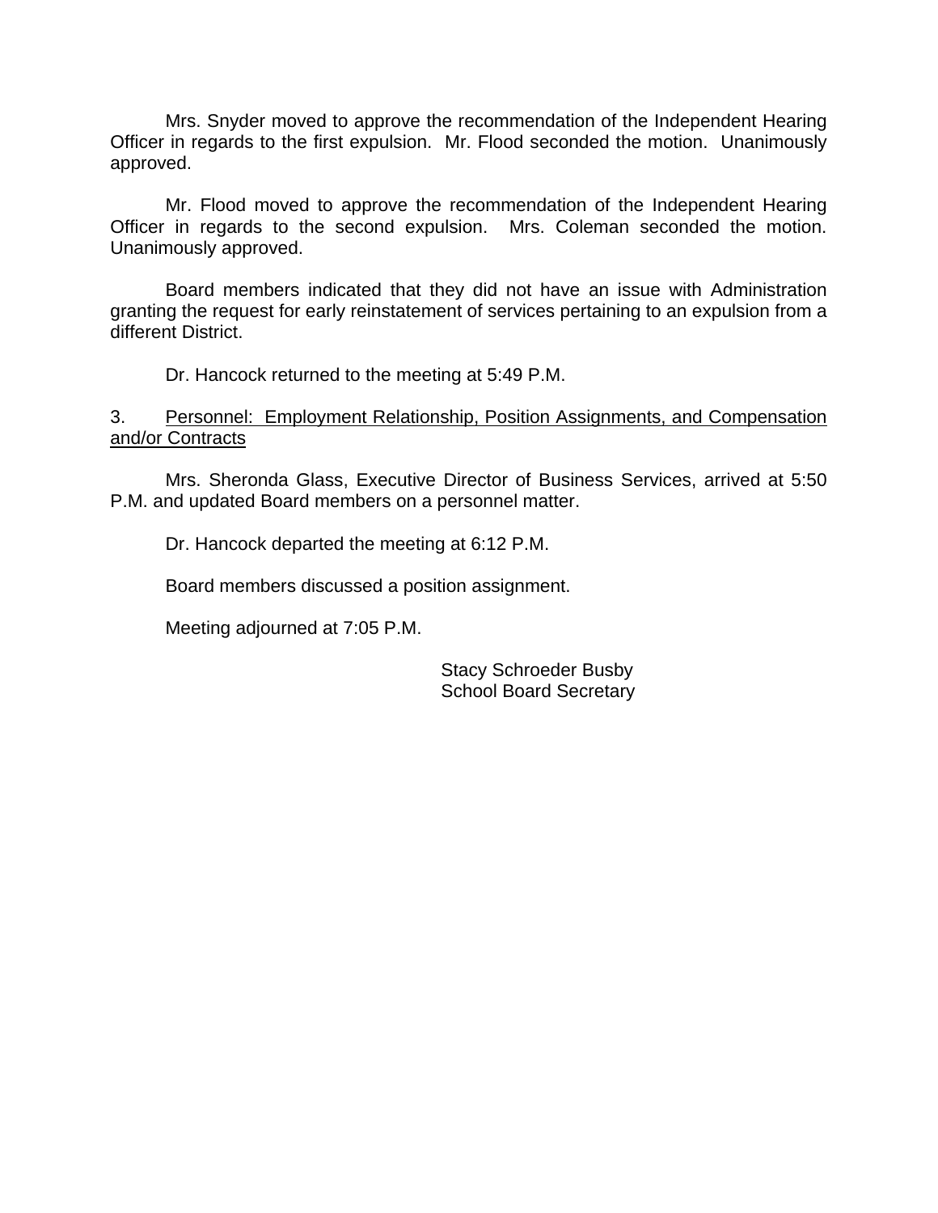Mrs. Snyder moved to approve the recommendation of the Independent Hearing Officer in regards to the first expulsion. Mr. Flood seconded the motion. Unanimously approved.

Mr. Flood moved to approve the recommendation of the Independent Hearing Officer in regards to the second expulsion. Mrs. Coleman seconded the motion. Unanimously approved.

Board members indicated that they did not have an issue with Administration granting the request for early reinstatement of services pertaining to an expulsion from a different District.

Dr. Hancock returned to the meeting at 5:49 P.M.

3. Personnel: Employment Relationship, Position Assignments, and Compensation and/or Contracts

Mrs. Sheronda Glass, Executive Director of Business Services, arrived at 5:50 P.M. and updated Board members on a personnel matter.

Dr. Hancock departed the meeting at 6:12 P.M.

Board members discussed a position assignment.

Meeting adjourned at 7:05 P.M.

Stacy Schroeder Busby
School Board Secretary